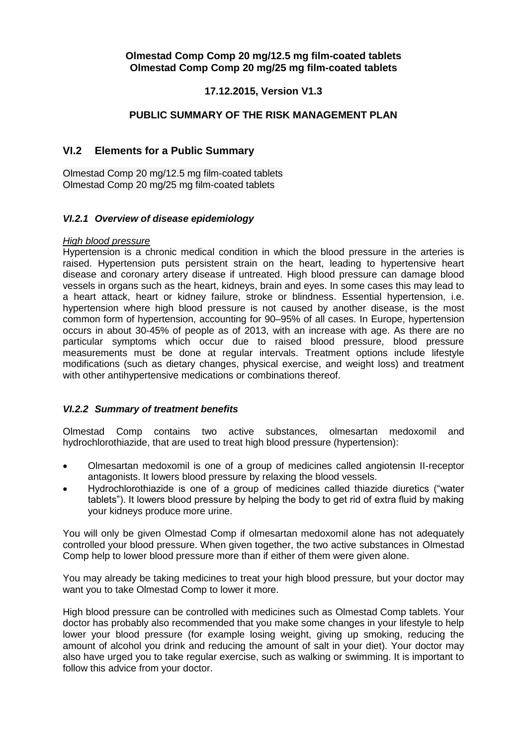**Olmestad Comp Comp 20 mg/12.5 mg film-coated tablets**
**Olmestad Comp Comp 20 mg/25 mg film-coated tablets**

**17.12.2015, Version V1.3**

**PUBLIC SUMMARY OF THE RISK MANAGEMENT PLAN**

## VI.2 Elements for a Public Summary

Olmestad Comp 20 mg/12.5 mg film-coated tablets
Olmestad Comp 20 mg/25 mg film-coated tablets

### *VI.2.1 Overview of disease epidemiology*

*High blood pressure*

Hypertension is a chronic medical condition in which the blood pressure in the arteries is raised. Hypertension puts persistent strain on the heart, leading to hypertensive heart disease and coronary artery disease if untreated. High blood pressure can damage blood vessels in organs such as the heart, kidneys, brain and eyes. In some cases this may lead to a heart attack, heart or kidney failure, stroke or blindness. Essential hypertension, i.e. hypertension where high blood pressure is not caused by another disease, is the most common form of hypertension, accounting for 90–95% of all cases. In Europe, hypertension occurs in about 30-45% of people as of 2013, with an increase with age. As there are no particular symptoms which occur due to raised blood pressure, blood pressure measurements must be done at regular intervals. Treatment options include lifestyle modifications (such as dietary changes, physical exercise, and weight loss) and treatment with other antihypertensive medications or combinations thereof.

### *VI.2.2 Summary of treatment benefits*

Olmestad Comp contains two active substances, olmesartan medoxomil and hydrochlorothiazide, that are used to treat high blood pressure (hypertension):

- Olmesartan medoxomil is one of a group of medicines called angiotensin II-receptor antagonists. It lowers blood pressure by relaxing the blood vessels.
- Hydrochlorothiazide is one of a group of medicines called thiazide diuretics ("water tablets"). It lowers blood pressure by helping the body to get rid of extra fluid by making your kidneys produce more urine.

You will only be given Olmestad Comp if olmesartan medoxomil alone has not adequately controlled your blood pressure. When given together, the two active substances in Olmestad Comp help to lower blood pressure more than if either of them were given alone.

You may already be taking medicines to treat your high blood pressure, but your doctor may want you to take Olmestad Comp to lower it more.

High blood pressure can be controlled with medicines such as Olmestad Comp tablets. Your doctor has probably also recommended that you make some changes in your lifestyle to help lower your blood pressure (for example losing weight, giving up smoking, reducing the amount of alcohol you drink and reducing the amount of salt in your diet). Your doctor may also have urged you to take regular exercise, such as walking or swimming. It is important to follow this advice from your doctor.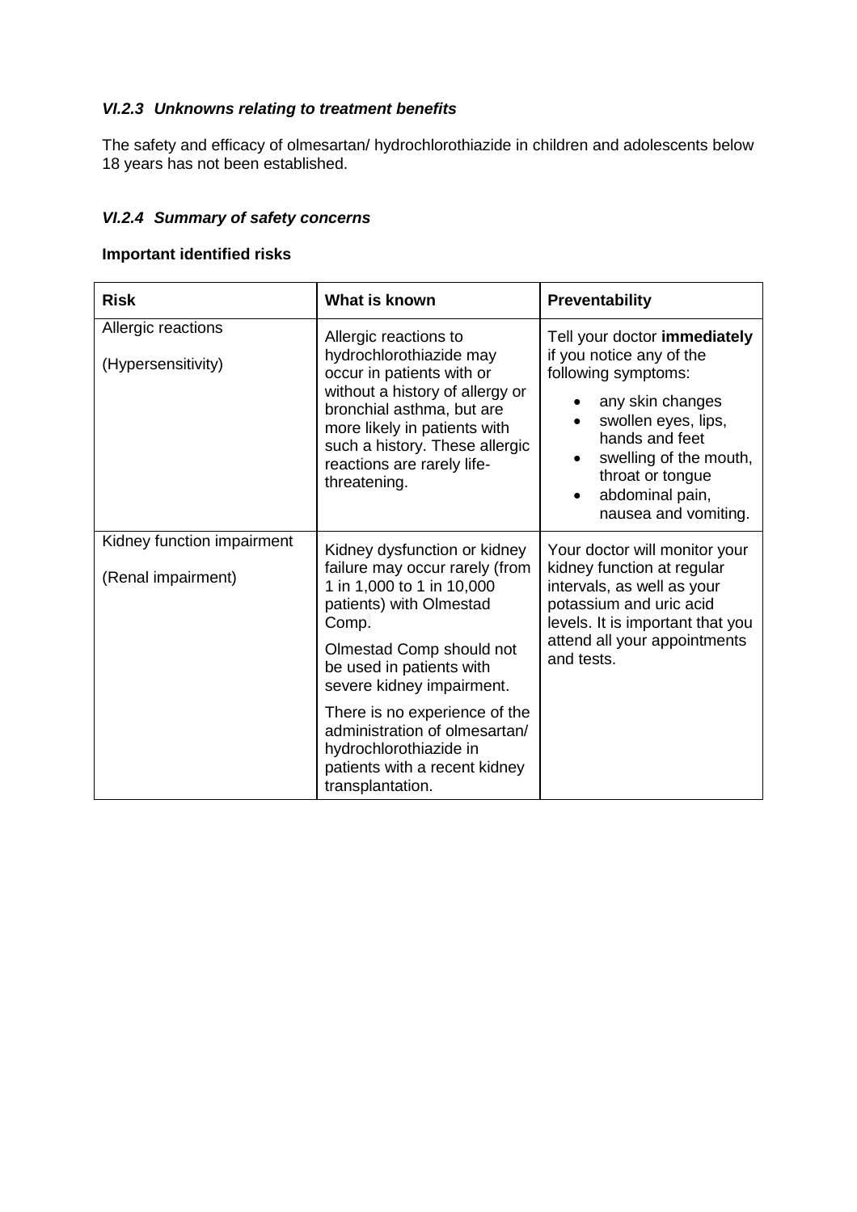### *VI.2.3 Unknowns relating to treatment benefits*

The safety and efficacy of olmesartan/ hydrochlorothiazide in children and adolescents below 18 years has not been established.

### *VI.2.4 Summary of safety concerns*

**Important identified risks**

| **Risk** | **What is known** | **Preventability** |
|---|---|---|
| Allergic reactions<br><br>(Hypersensitivity) | Allergic reactions to hydrochlorothiazide may occur in patients with or without a history of allergy or bronchial asthma, but are more likely in patients with such a history. These allergic reactions are rarely life-threatening. | Tell your doctor **immediately** if you notice any of the following symptoms:<br>• any skin changes<br>• swollen eyes, lips, hands and feet<br>• swelling of the mouth, throat or tongue<br>• abdominal pain, nausea and vomiting. |
| Kidney function impairment<br><br>(Renal impairment) | Kidney dysfunction or kidney failure may occur rarely (from 1 in 1,000 to 1 in 10,000 patients) with Olmestad Comp.<br><br>Olmestad Comp should not be used in patients with severe kidney impairment.<br><br>There is no experience of the administration of olmesartan/ hydrochlorothiazide in patients with a recent kidney transplantation. | Your doctor will monitor your kidney function at regular intervals, as well as your potassium and uric acid levels. It is important that you attend all your appointments and tests. |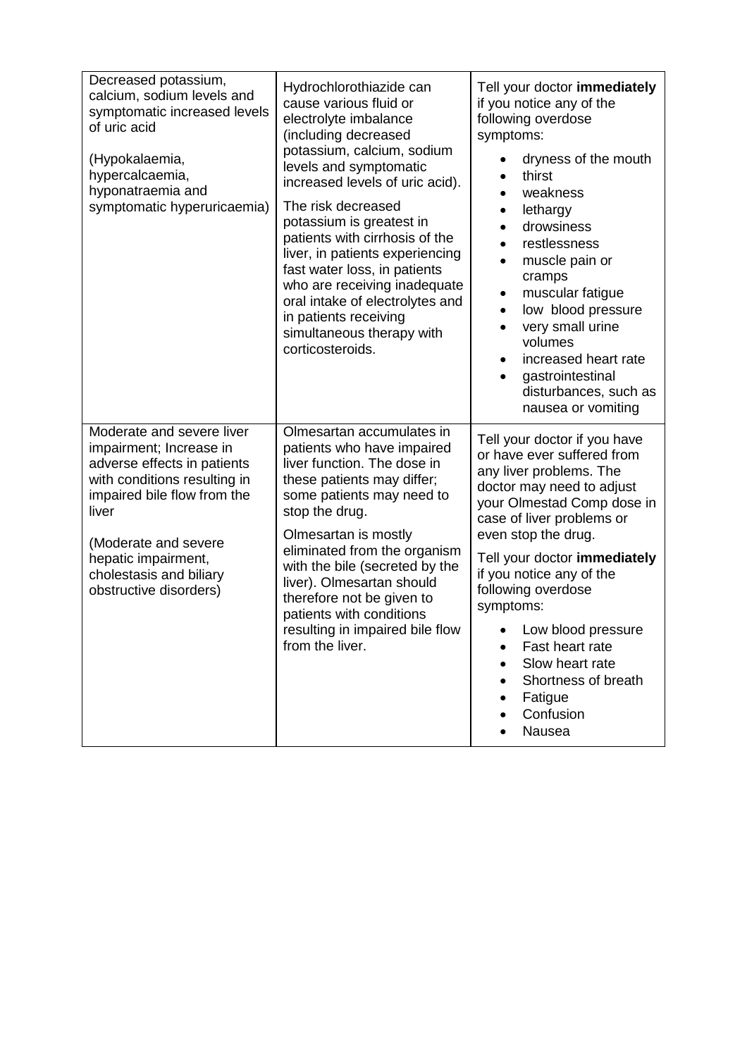| | | |
|---|---|---|
| Decreased potassium, calcium, sodium levels and symptomatic increased levels of uric acid<br><br>(Hypokalaemia, hypercalcaemia, hyponatraemia and symptomatic hyperuricaemia) | Hydrochlorothiazide can cause various fluid or electrolyte imbalance (including decreased potassium, calcium, sodium levels and symptomatic increased levels of uric acid).<br><br>The risk decreased potassium is greatest in patients with cirrhosis of the liver, in patients experiencing fast water loss, in patients who are receiving inadequate oral intake of electrolytes and in patients receiving simultaneous therapy with corticosteroids. | Tell your doctor **immediately** if you notice any of the following overdose symptoms:<br>• dryness of the mouth<br>• thirst<br>• weakness<br>• lethargy<br>• drowsiness<br>• restlessness<br>• muscle pain or cramps<br>• muscular fatigue<br>• low blood pressure<br>• very small urine volumes<br>• increased heart rate<br>• gastrointestinal disturbances, such as nausea or vomiting |
| Moderate and severe liver impairment; Increase in adverse effects in patients with conditions resulting in impaired bile flow from the liver<br><br>(Moderate and severe hepatic impairment, cholestasis and biliary obstructive disorders) | Olmesartan accumulates in patients who have impaired liver function. The dose in these patients may differ; some patients may need to stop the drug.<br><br>Olmesartan is mostly eliminated from the organism with the bile (secreted by the liver). Olmesartan should therefore not be given to patients with conditions resulting in impaired bile flow from the liver. | Tell your doctor if you have or have ever suffered from any liver problems. The doctor may need to adjust your Olmestad Comp dose in case of liver problems or even stop the drug.<br><br>Tell your doctor **immediately** if you notice any of the following overdose symptoms:<br>• Low blood pressure<br>• Fast heart rate<br>• Slow heart rate<br>• Shortness of breath<br>• Fatigue<br>• Confusion<br>• Nausea |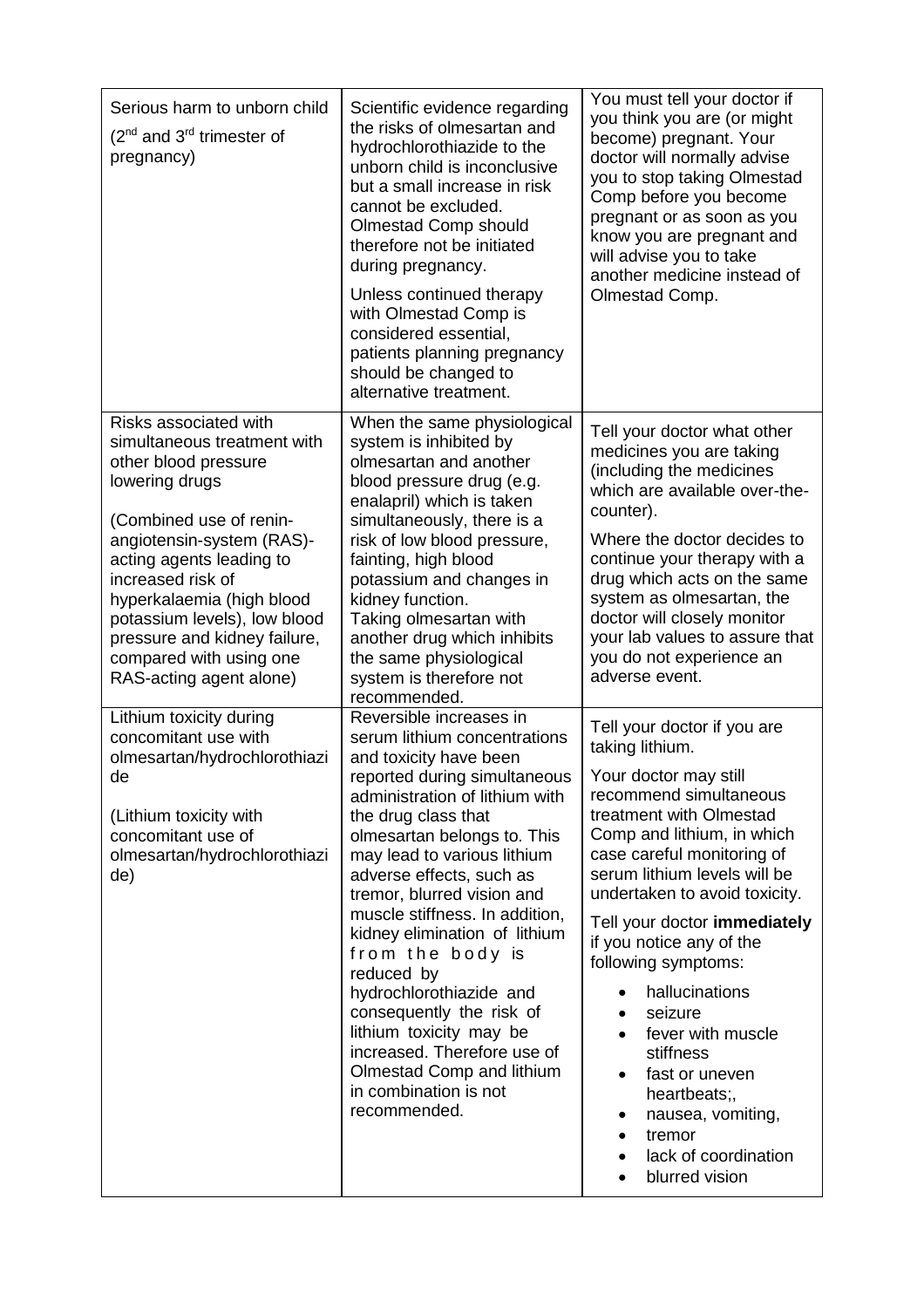| Serious harm to unborn child (2nd and 3rd trimester of pregnancy) | Scientific evidence regarding the risks of olmesartan and hydrochlorothiazide to the unborn child is inconclusive but a small increase in risk cannot be excluded. Olmestad Comp should therefore not be initiated during pregnancy.<br><br>Unless continued therapy with Olmestad Comp is considered essential, patients planning pregnancy should be changed to alternative treatment. | You must tell your doctor if you think you are (or might become) pregnant. Your doctor will normally advise you to stop taking Olmestad Comp before you become pregnant or as soon as you know you are pregnant and will advise you to take another medicine instead of Olmestad Comp. |
|---|---|---|
| Risks associated with simultaneous treatment with other blood pressure lowering drugs<br><br>(Combined use of renin-angiotensin-system (RAS)-acting agents leading to increased risk of hyperkalaemia (high blood potassium levels), low blood pressure and kidney failure, compared with using one RAS-acting agent alone) | When the same physiological system is inhibited by olmesartan and another blood pressure drug (e.g. enalapril) which is taken simultaneously, there is a risk of low blood pressure, fainting, high blood potassium and changes in kidney function.<br>Taking olmesartan with another drug which inhibits the same physiological system is therefore not recommended. | Tell your doctor what other medicines you are taking (including the medicines which are available over-the-counter).<br><br>Where the doctor decides to continue your therapy with a drug which acts on the same system as olmesartan, the doctor will closely monitor your lab values to assure that you do not experience an adverse event. |
| Lithium toxicity during concomitant use with olmesartan/hydrochlorothiazide<br><br>(Lithium toxicity with concomitant use of olmesartan/hydrochlorothiazide) | Reversible increases in serum lithium concentrations and toxicity have been reported during simultaneous administration of lithium with the drug class that olmesartan belongs to. This may lead to various lithium adverse effects, such as tremor, blurred vision and muscle stiffness. In addition, kidney elimination of lithium from the body is reduced by hydrochlorothiazide and consequently the risk of lithium toxicity may be increased. Therefore use of Olmestad Comp and lithium in combination is not recommended. | Tell your doctor if you are taking lithium.<br><br>Your doctor may still recommend simultaneous treatment with Olmestad Comp and lithium, in which case careful monitoring of serum lithium levels will be undertaken to avoid toxicity.<br><br>Tell your doctor **immediately** if you notice any of the following symptoms:<br>• hallucinations<br>• seizure<br>• fever with muscle stiffness<br>• fast or uneven heartbeats;,<br>• nausea, vomiting,<br>• tremor<br>• lack of coordination<br>• blurred vision |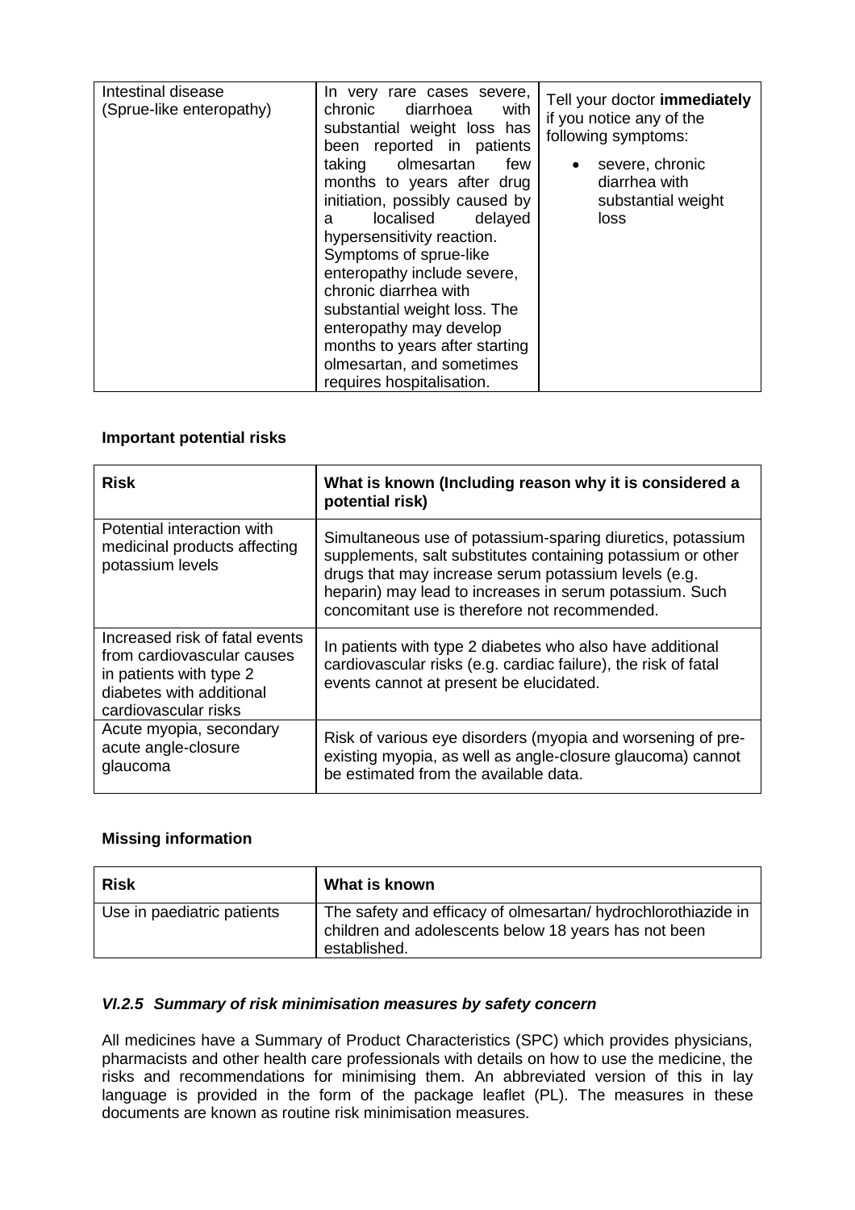| Intestinal disease (Sprue-like enteropathy) | In very rare cases severe, chronic diarrhoea with substantial weight loss has been reported in patients taking olmesartan few months to years after drug initiation, possibly caused by a localised delayed hypersensitivity reaction. Symptoms of sprue-like enteropathy include severe, chronic diarrhea with substantial weight loss. The enteropathy may develop months to years after starting olmesartan, and sometimes requires hospitalisation. | Tell your doctor **immediately** if you notice any of the following symptoms:<br>• severe, chronic diarrhea with substantial weight loss |
|---|---|---|

**Important potential risks**

| Risk | What is known (Including reason why it is considered a potential risk) |
|---|---|
| Potential interaction with medicinal products affecting potassium levels | Simultaneous use of potassium-sparing diuretics, potassium supplements, salt substitutes containing potassium or other drugs that may increase serum potassium levels (e.g. heparin) may lead to increases in serum potassium. Such concomitant use is therefore not recommended. |
| Increased risk of fatal events from cardiovascular causes in patients with type 2 diabetes with additional cardiovascular risks | In patients with type 2 diabetes who also have additional cardiovascular risks (e.g. cardiac failure), the risk of fatal events cannot at present be elucidated. |
| Acute myopia, secondary acute angle-closure glaucoma | Risk of various eye disorders (myopia and worsening of pre-existing myopia, as well as angle-closure glaucoma) cannot be estimated from the available data. |

**Missing information**

| Risk | What is known |
|---|---|
| Use in paediatric patients | The safety and efficacy of olmesartan/ hydrochlorothiazide in children and adolescents below 18 years has not been established. |

### *VI.2.5 Summary of risk minimisation measures by safety concern*

All medicines have a Summary of Product Characteristics (SPC) which provides physicians, pharmacists and other health care professionals with details on how to use the medicine, the risks and recommendations for minimising them. An abbreviated version of this in lay language is provided in the form of the package leaflet (PL). The measures in these documents are known as routine risk minimisation measures.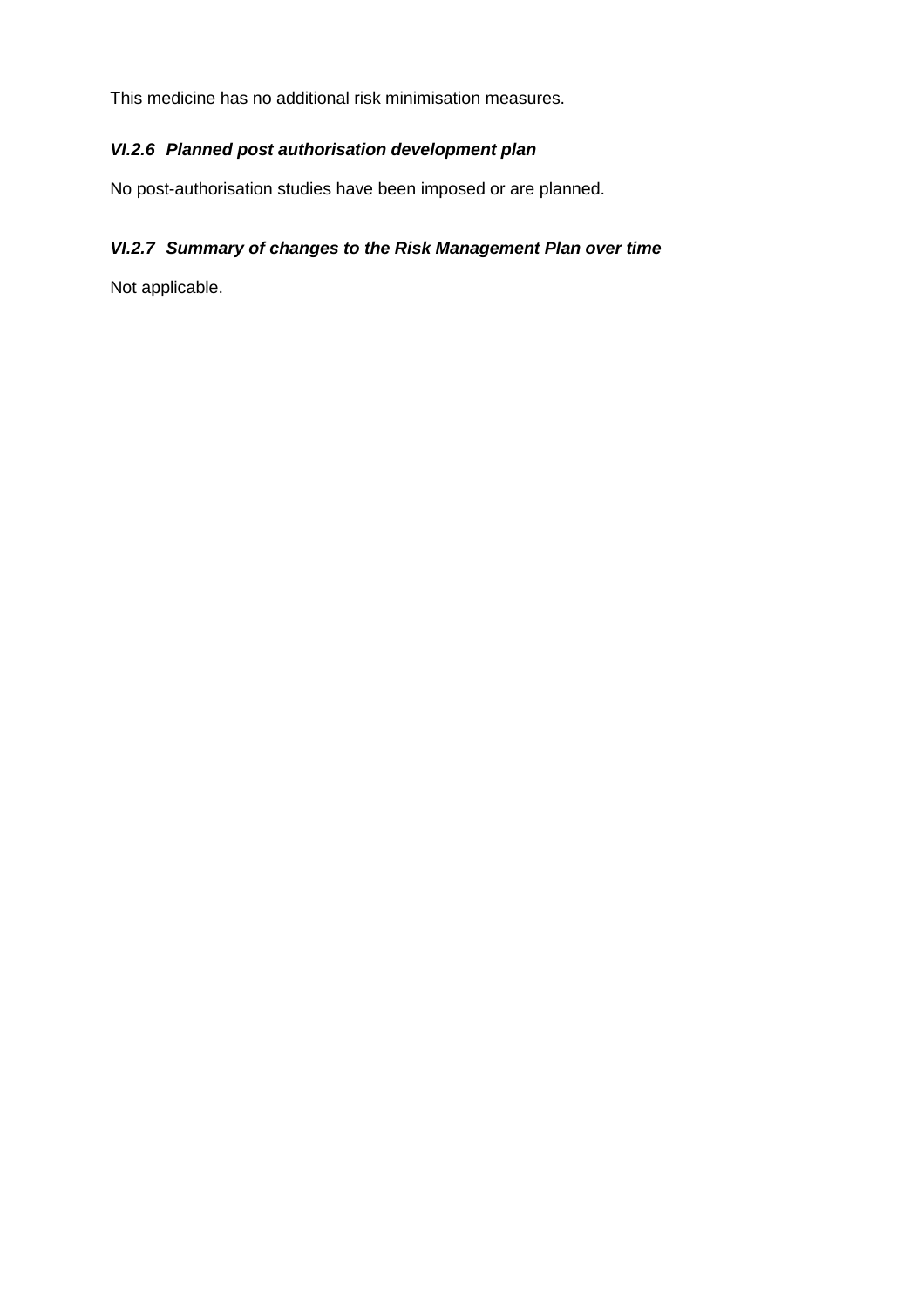This medicine has no additional risk minimisation measures.

### *VI.2.6 Planned post authorisation development plan*

No post-authorisation studies have been imposed or are planned.

### *VI.2.7 Summary of changes to the Risk Management Plan over time*

Not applicable.